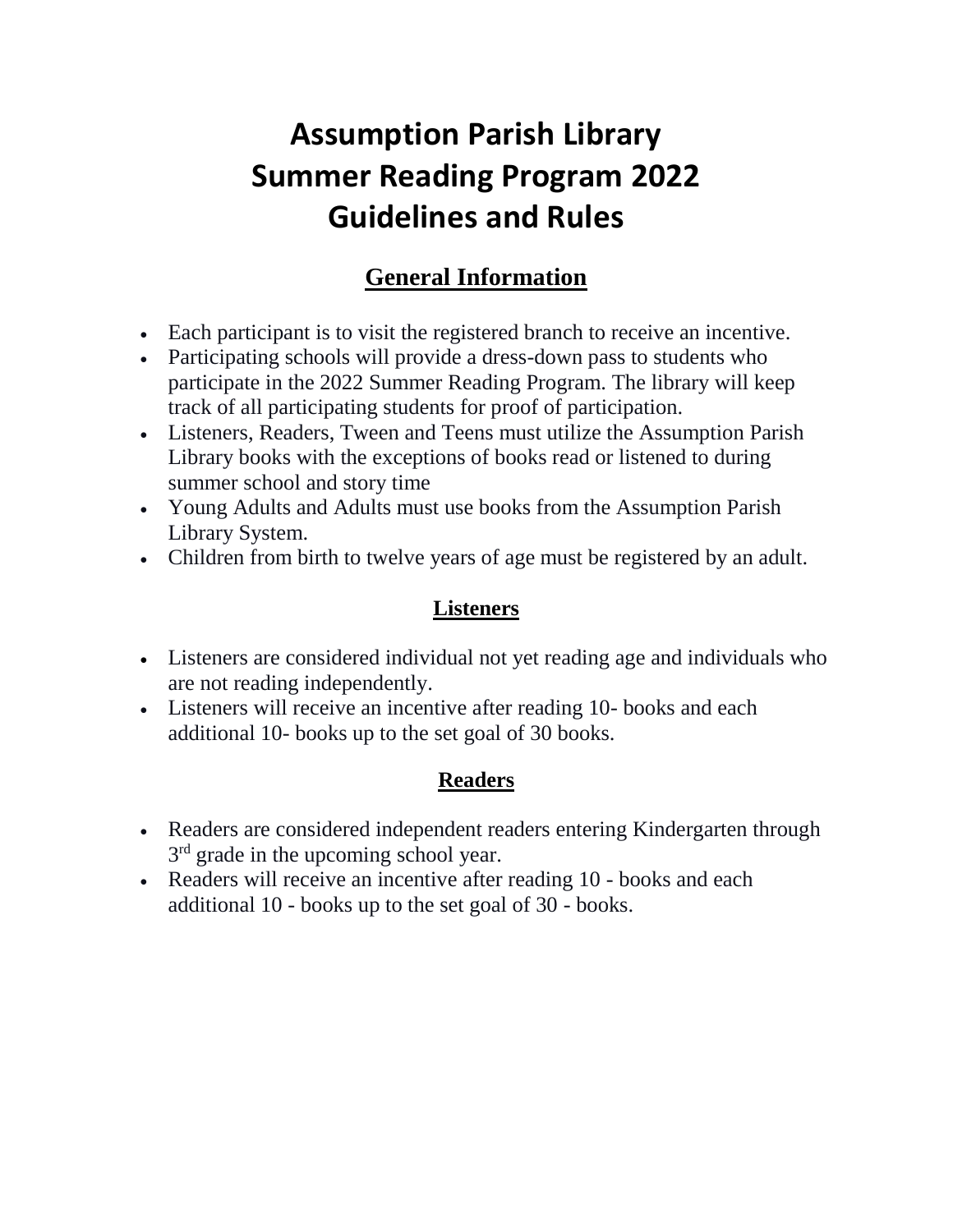# Assumption Parish Library
# Summer Reading Program 2022
# Guidelines and Rules

## General Information

- Each participant is to visit the registered branch to receive an incentive.
- Participating schools will provide a dress-down pass to students who participate in the 2022 Summer Reading Program. The library will keep track of all participating students for proof of participation.
- Listeners, Readers, Tween and Teens must utilize the Assumption Parish Library books with the exceptions of books read or listened to during summer school and story time
- Young Adults and Adults must use books from the Assumption Parish Library System.
- Children from birth to twelve years of age must be registered by an adult.

### Listeners

- Listeners are considered individual not yet reading age and individuals who are not reading independently.
- Listeners will receive an incentive after reading 10- books and each additional 10- books up to the set goal of 30 books.

### Readers

- Readers are considered independent readers entering Kindergarten through 3rd grade in the upcoming school year.
- Readers will receive an incentive after reading 10 - books and each additional 10 - books up to the set goal of 30 - books.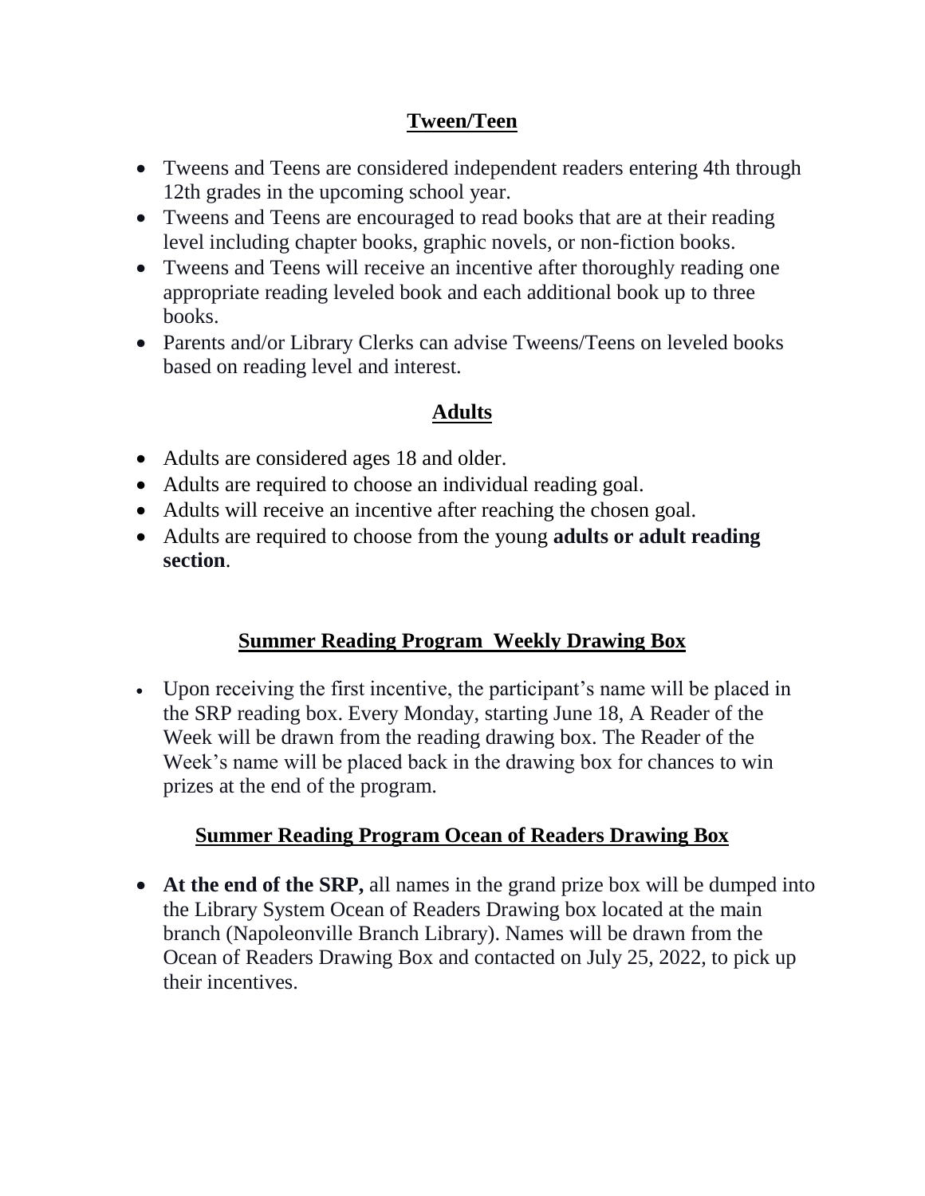## Tween/Teen

- Tweens and Teens are considered independent readers entering 4th through 12th grades in the upcoming school year.
- Tweens and Teens are encouraged to read books that are at their reading level including chapter books, graphic novels, or non-fiction books.
- Tweens and Teens will receive an incentive after thoroughly reading one appropriate reading leveled book and each additional book up to three books.
- Parents and/or Library Clerks can advise Tweens/Teens on leveled books based on reading level and interest.

## Adults

- Adults are considered ages 18 and older.
- Adults are required to choose an individual reading goal.
- Adults will receive an incentive after reaching the chosen goal.
- Adults are required to choose from the young **adults or adult reading section**.

## Summer Reading Program Weekly Drawing Box

- Upon receiving the first incentive, the participant's name will be placed in the SRP reading box. Every Monday, starting June 18, A Reader of the Week will be drawn from the reading drawing box. The Reader of the Week's name will be placed back in the drawing box for chances to win prizes at the end of the program.

## Summer Reading Program Ocean of Readers Drawing Box

- **At the end of the SRP,** all names in the grand prize box will be dumped into the Library System Ocean of Readers Drawing box located at the main branch (Napoleonville Branch Library). Names will be drawn from the Ocean of Readers Drawing Box and contacted on July 25, 2022, to pick up their incentives.